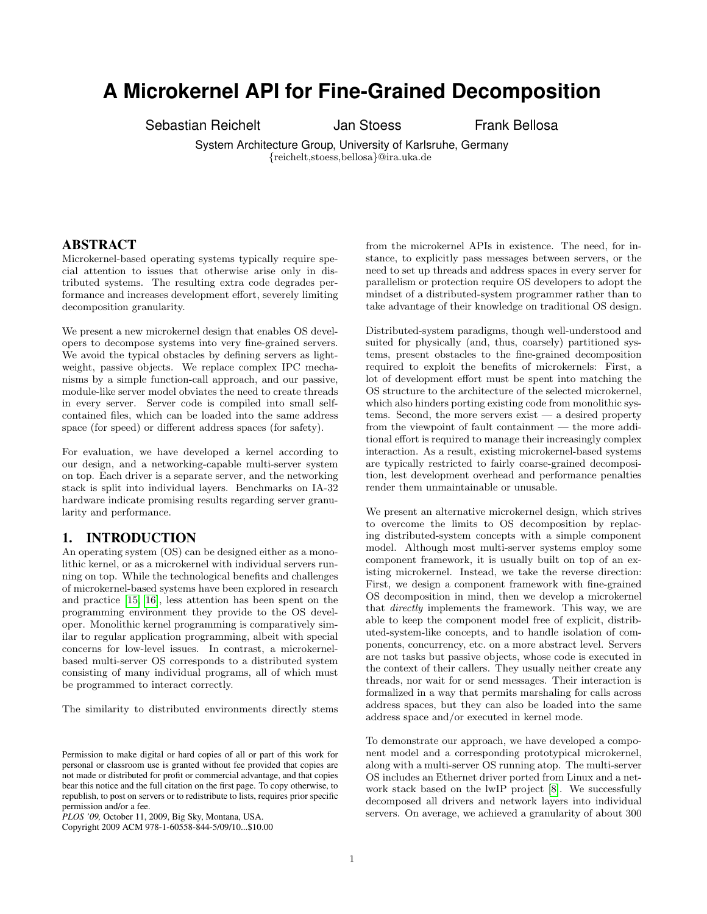# A Microkernel API for Fine-Grained Decomposition

Sebastian Reichelt Jan Stoess Frank Bellosa

System Architecture Group, University of Karlsruhe, Germany
{reichelt,stoess,bellosa}@ira.uka.de

## ABSTRACT

Microkernel-based operating systems typically require special attention to issues that otherwise arise only in distributed systems. The resulting extra code degrades performance and increases development effort, severely limiting decomposition granularity.

We present a new microkernel design that enables OS developers to decompose systems into very fine-grained servers. We avoid the typical obstacles by defining servers as lightweight, passive objects. We replace complex IPC mechanisms by a simple function-call approach, and our passive, module-like server model obviates the need to create threads in every server. Server code is compiled into small self-contained files, which can be loaded into the same address space (for speed) or different address spaces (for safety).

For evaluation, we have developed a kernel according to our design, and a networking-capable multi-server system on top. Each driver is a separate server, and the networking stack is split into individual layers. Benchmarks on IA-32 hardware indicate promising results regarding server granularity and performance.

## 1. INTRODUCTION

An operating system (OS) can be designed either as a monolithic kernel, or as a microkernel with individual servers running on top. While the technological benefits and challenges of microkernel-based systems have been explored in research and practice [15, 16], less attention has been spent on the programming environment they provide to the OS developer. Monolithic kernel programming is comparatively similar to regular application programming, albeit with special concerns for low-level issues. In contrast, a microkernel-based multi-server OS corresponds to a distributed system consisting of many individual programs, all of which must be programmed to interact correctly.

The similarity to distributed environments directly stems from the microkernel APIs in existence. The need, for instance, to explicitly pass messages between servers, or the need to set up threads and address spaces in every server for parallelism or protection require OS developers to adopt the mindset of a distributed-system programmer rather than to take advantage of their knowledge on traditional OS design.

Distributed-system paradigms, though well-understood and suited for physically (and, thus, coarsely) partitioned systems, present obstacles to the fine-grained decomposition required to exploit the benefits of microkernels: First, a lot of development effort must be spent into matching the OS structure to the architecture of the selected microkernel, which also hinders porting existing code from monolithic systems. Second, the more servers exist — a desired property from the viewpoint of fault containment — the more additional effort is required to manage their increasingly complex interaction. As a result, existing microkernel-based systems are typically restricted to fairly coarse-grained decomposition, lest development overhead and performance penalties render them unmaintainable or unusable.

We present an alternative microkernel design, which strives to overcome the limits to OS decomposition by replacing distributed-system concepts with a simple component model. Although most multi-server systems employ some component framework, it is usually built on top of an existing microkernel. Instead, we take the reverse direction: First, we design a component framework with fine-grained OS decomposition in mind, then we develop a microkernel that *directly* implements the framework. This way, we are able to keep the component model free of explicit, distributed-system-like concepts, and to handle isolation of components, concurrency, etc. on a more abstract level. Servers are not tasks but passive objects, whose code is executed in the context of their callers. They usually neither create any threads, nor wait for or send messages. Their interaction is formalized in a way that permits marshaling for calls across address spaces, but they can also be loaded into the same address space and/or executed in kernel mode.

To demonstrate our approach, we have developed a component model and a corresponding prototypical microkernel, along with a multi-server OS running atop. The multi-server OS includes an Ethernet driver ported from Linux and a network stack based on the lwIP project [8]. We successfully decomposed all drivers and network layers into individual servers. On average, we achieved a granularity of about 300

Permission to make digital or hard copies of all or part of this work for personal or classroom use is granted without fee provided that copies are not made or distributed for profit or commercial advantage, and that copies bear this notice and the full citation on the first page. To copy otherwise, to republish, to post on servers or to redistribute to lists, requires prior specific permission and/or a fee.
*PLOS '09,* October 11, 2009, Big Sky, Montana, USA.
Copyright 2009 ACM 978-1-60558-844-5/09/10...$10.00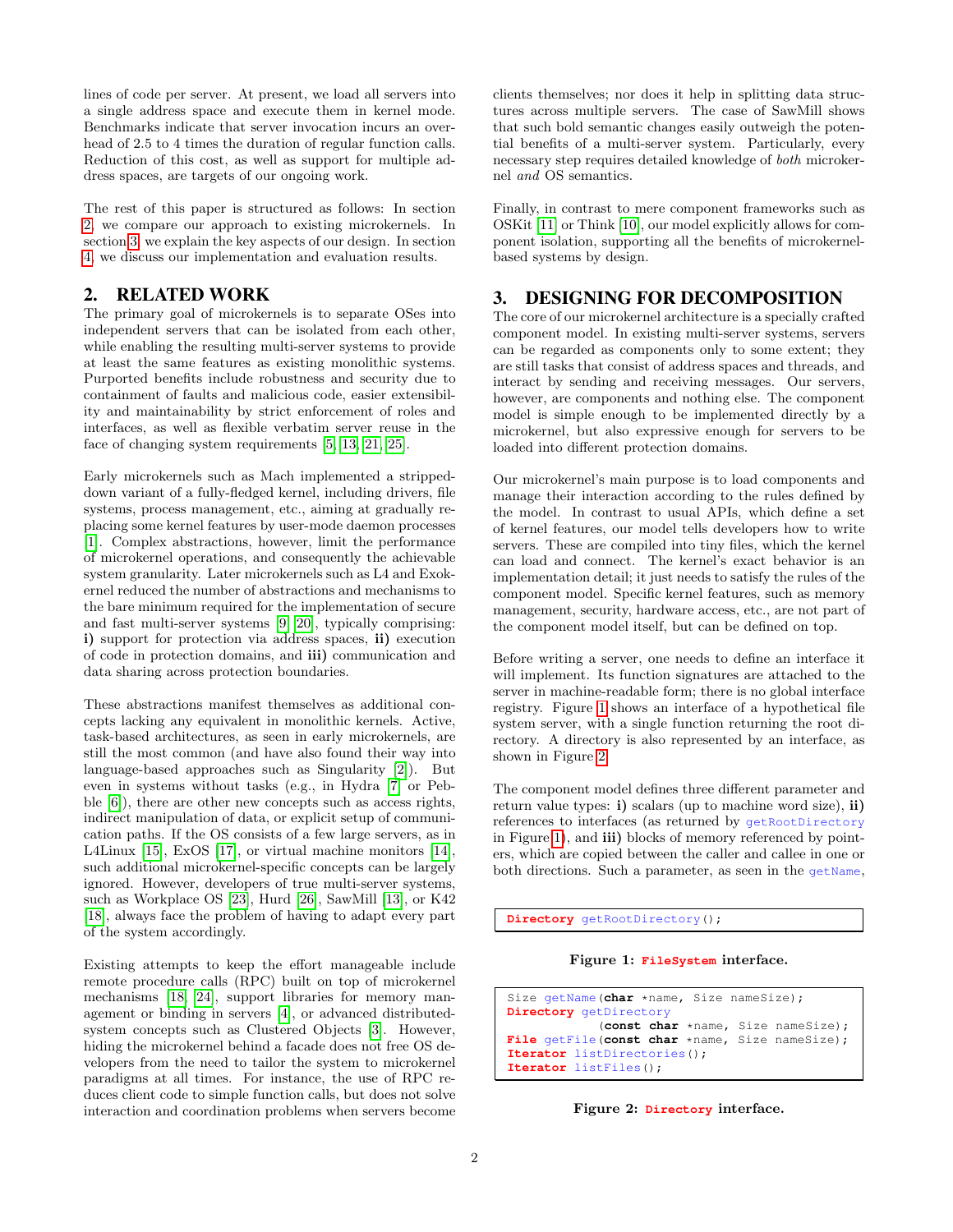lines of code per server. At present, we load all servers into a single address space and execute them in kernel mode. Benchmarks indicate that server invocation incurs an overhead of 2.5 to 4 times the duration of regular function calls. Reduction of this cost, as well as support for multiple address spaces, are targets of our ongoing work.

The rest of this paper is structured as follows: In section 2, we compare our approach to existing microkernels. In section 3, we explain the key aspects of our design. In section 4, we discuss our implementation and evaluation results.

## 2. RELATED WORK

The primary goal of microkernels is to separate OSes into independent servers that can be isolated from each other, while enabling the resulting multi-server systems to provide at least the same features as existing monolithic systems. Purported benefits include robustness and security due to containment of faults and malicious code, easier extensibility and maintainability by strict enforcement of roles and interfaces, as well as flexible verbatim server reuse in the face of changing system requirements [5, 13, 21, 25].

Early microkernels such as Mach implemented a stripped-down variant of a fully-fledged kernel, including drivers, file systems, process management, etc., aiming at gradually replacing some kernel features by user-mode daemon processes [1]. Complex abstractions, however, limit the performance of microkernel operations, and consequently the achievable system granularity. Later microkernels such as L4 and Exokernel reduced the number of abstractions and mechanisms to the bare minimum required for the implementation of secure and fast multi-server systems [9, 20], typically comprising: **i)** support for protection via address spaces, **ii)** execution of code in protection domains, and **iii)** communication and data sharing across protection boundaries.

These abstractions manifest themselves as additional concepts lacking any equivalent in monolithic kernels. Active, task-based architectures, as seen in early microkernels, are still the most common (and have also found their way into language-based approaches such as Singularity [2]). But even in systems without tasks (e.g., in Hydra [7] or Pebble [6]), there are other new concepts such as access rights, indirect manipulation of data, or explicit setup of communication paths. If the OS consists of a few large servers, as in L4Linux [15], ExOS [17], or virtual machine monitors [14], such additional microkernel-specific concepts can be largely ignored. However, developers of true multi-server systems, such as Workplace OS [23], Hurd [26], SawMill [13], or K42 [18], always face the problem of having to adapt every part of the system accordingly.

Existing attempts to keep the effort manageable include remote procedure calls (RPC) built on top of microkernel mechanisms [18, 24], support libraries for memory management or binding in servers [4], or advanced distributed-system concepts such as Clustered Objects [3]. However, hiding the microkernel behind a facade does not free OS developers from the need to tailor the system to microkernel paradigms at all times. For instance, the use of RPC reduces client code to simple function calls, but does not solve interaction and coordination problems when servers become clients themselves; nor does it help in splitting data structures across multiple servers. The case of SawMill shows that such bold semantic changes easily outweigh the potential benefits of a multi-server system. Particularly, every necessary step requires detailed knowledge of *both* microkernel *and* OS semantics.

Finally, in contrast to mere component frameworks such as OSKit [11] or Think [10], our model explicitly allows for component isolation, supporting all the benefits of microkernel-based systems by design.

## 3. DESIGNING FOR DECOMPOSITION

The core of our microkernel architecture is a specially crafted component model. In existing multi-server systems, servers can be regarded as components only to some extent; they are still tasks that consist of address spaces and threads, and interact by sending and receiving messages. Our servers, however, are components and nothing else. The component model is simple enough to be implemented directly by a microkernel, but also expressive enough for servers to be loaded into different protection domains.

Our microkernel's main purpose is to load components and manage their interaction according to the rules defined by the model. In contrast to usual APIs, which define a set of kernel features, our model tells developers how to write servers. These are compiled into tiny files, which the kernel can load and connect. The kernel's exact behavior is an implementation detail; it just needs to satisfy the rules of the component model. Specific kernel features, such as memory management, security, hardware access, etc., are not part of the component model itself, but can be defined on top.

Before writing a server, one needs to define an interface it will implement. Its function signatures are attached to the server in machine-readable form; there is no global interface registry. Figure 1 shows an interface of a hypothetical file system server, with a single function returning the root directory. A directory is also represented by an interface, as shown in Figure 2.

The component model defines three different parameter and return value types: **i)** scalars (up to machine word size), **ii)** references to interfaces (as returned by `getRootDirectory` in Figure 1), and **iii)** blocks of memory referenced by pointers, which are copied between the caller and callee in one or both directions. Such a parameter, as seen in the `getName`,

```
Directory getRootDirectory();
```

**Figure 1: `FileSystem` interface.**

```
Size getName(char *name, Size nameSize);
Directory getDirectory
            (const char *name, Size nameSize);
File getFile(const char *name, Size nameSize);
Iterator listDirectories();
Iterator listFiles();
```

**Figure 2: `Directory` interface.**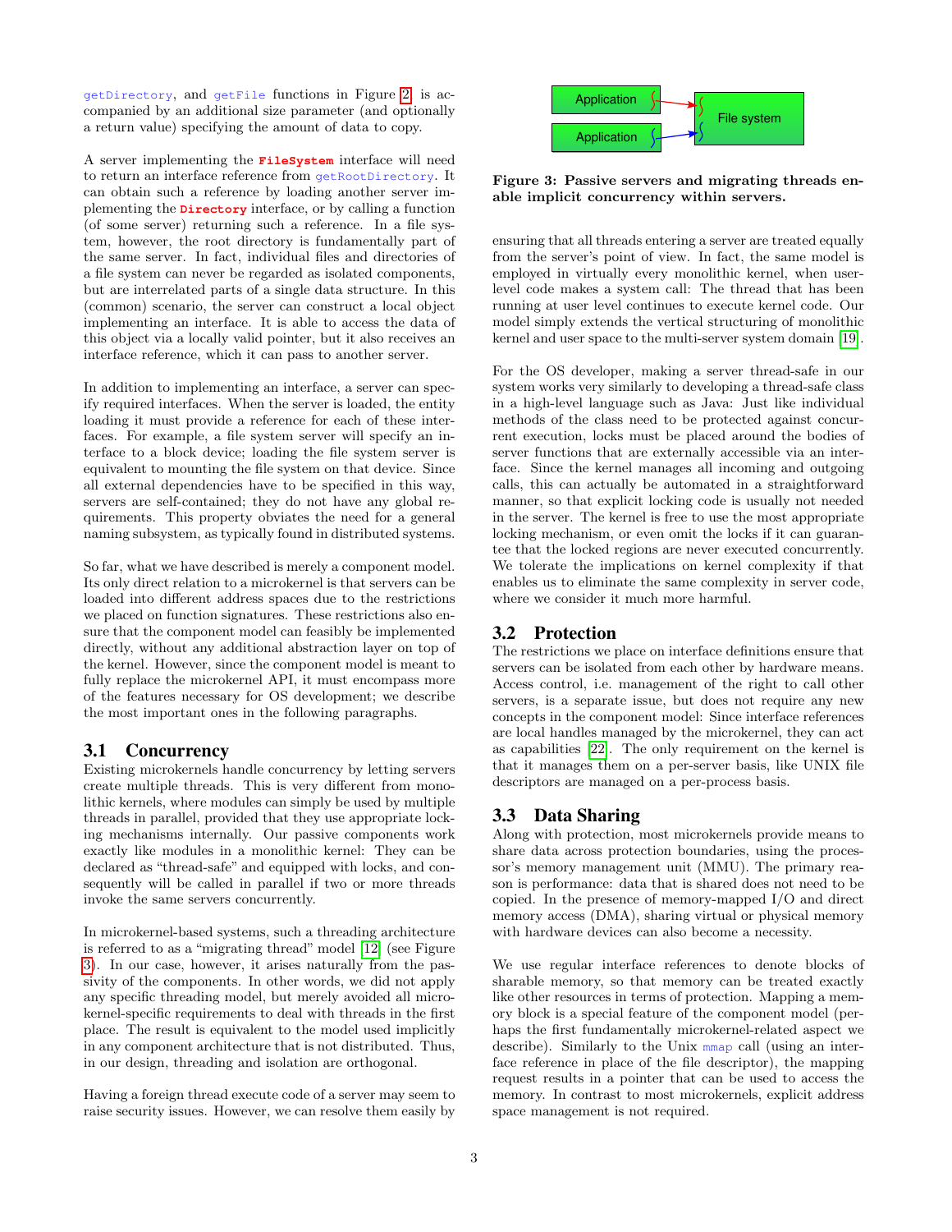getDirectory, and getFile functions in Figure 2 is accompanied by an additional size parameter (and optionally a return value) specifying the amount of data to copy.

A server implementing the **FileSystem** interface will need to return an interface reference from getRootDirectory. It can obtain such a reference by loading another server implementing the **Directory** interface, or by calling a function (of some server) returning such a reference. In a file system, however, the root directory is fundamentally part of the same server. In fact, individual files and directories of a file system can never be regarded as isolated components, but are interrelated parts of a single data structure. In this (common) scenario, the server can construct a local object implementing an interface. It is able to access the data of this object via a locally valid pointer, but it also receives an interface reference, which it can pass to another server.

In addition to implementing an interface, a server can specify required interfaces. When the server is loaded, the entity loading it must provide a reference for each of these interfaces. For example, a file system server will specify an interface to a block device; loading the file system server is equivalent to mounting the file system on that device. Since all external dependencies have to be specified in this way, servers are self-contained; they do not have any global requirements. This property obviates the need for a general naming subsystem, as typically found in distributed systems.

So far, what we have described is merely a component model. Its only direct relation to a microkernel is that servers can be loaded into different address spaces due to the restrictions we placed on function signatures. These restrictions also ensure that the component model can feasibly be implemented directly, without any additional abstraction layer on top of the kernel. However, since the component model is meant to fully replace the microkernel API, it must encompass more of the features necessary for OS development; we describe the most important ones in the following paragraphs.

## 3.1 Concurrency

Existing microkernels handle concurrency by letting servers create multiple threads. This is very different from monolithic kernels, where modules can simply be used by multiple threads in parallel, provided that they use appropriate locking mechanisms internally. Our passive components work exactly like modules in a monolithic kernel: They can be declared as "thread-safe" and equipped with locks, and consequently will be called in parallel if two or more threads invoke the same servers concurrently.

In microkernel-based systems, such a threading architecture is referred to as a "migrating thread" model [12] (see Figure 3). In our case, however, it arises naturally from the passivity of the components. In other words, we did not apply any specific threading model, but merely avoided all microkernel-specific requirements to deal with threads in the first place. The result is equivalent to the model used implicitly in any component architecture that is not distributed. Thus, in our design, threading and isolation are orthogonal.

Having a foreign thread execute code of a server may seem to raise security issues. However, we can resolve them easily by ensuring that all threads entering a server are treated equally from the server's point of view. In fact, the same model is employed in virtually every monolithic kernel, when user-level code makes a system call: The thread that has been running at user level continues to execute kernel code. Our model simply extends the vertical structuring of monolithic kernel and user space to the multi-server system domain [19].

**Figure 3: Passive servers and migrating threads enable implicit concurrency within servers.**

For the OS developer, making a server thread-safe in our system works very similarly to developing a thread-safe class in a high-level language such as Java: Just like individual methods of the class need to be protected against concurrent execution, locks must be placed around the bodies of server functions that are externally accessible via an interface. Since the kernel manages all incoming and outgoing calls, this can actually be automated in a straightforward manner, so that explicit locking code is usually not needed in the server. The kernel is free to use the most appropriate locking mechanism, or even omit the locks if it can guarantee that the locked regions are never executed concurrently. We tolerate the implications on kernel complexity if that enables us to eliminate the same complexity in server code, where we consider it much more harmful.

## 3.2 Protection

The restrictions we place on interface definitions ensure that servers can be isolated from each other by hardware means. Access control, i.e. management of the right to call other servers, is a separate issue, but does not require any new concepts in the component model: Since interface references are local handles managed by the microkernel, they can act as capabilities [22]. The only requirement on the kernel is that it manages them on a per-server basis, like UNIX file descriptors are managed on a per-process basis.

## 3.3 Data Sharing

Along with protection, most microkernels provide means to share data across protection boundaries, using the processor's memory management unit (MMU). The primary reason is performance: data that is shared does not need to be copied. In the presence of memory-mapped I/O and direct memory access (DMA), sharing virtual or physical memory with hardware devices can also become a necessity.

We use regular interface references to denote blocks of sharable memory, so that memory can be treated exactly like other resources in terms of protection. Mapping a memory block is a special feature of the component model (perhaps the first fundamentally microkernel-related aspect we describe). Similarly to the Unix mmap call (using an interface reference in place of the file descriptor), the mapping request results in a pointer that can be used to access the memory. In contrast to most microkernels, explicit address space management is not required.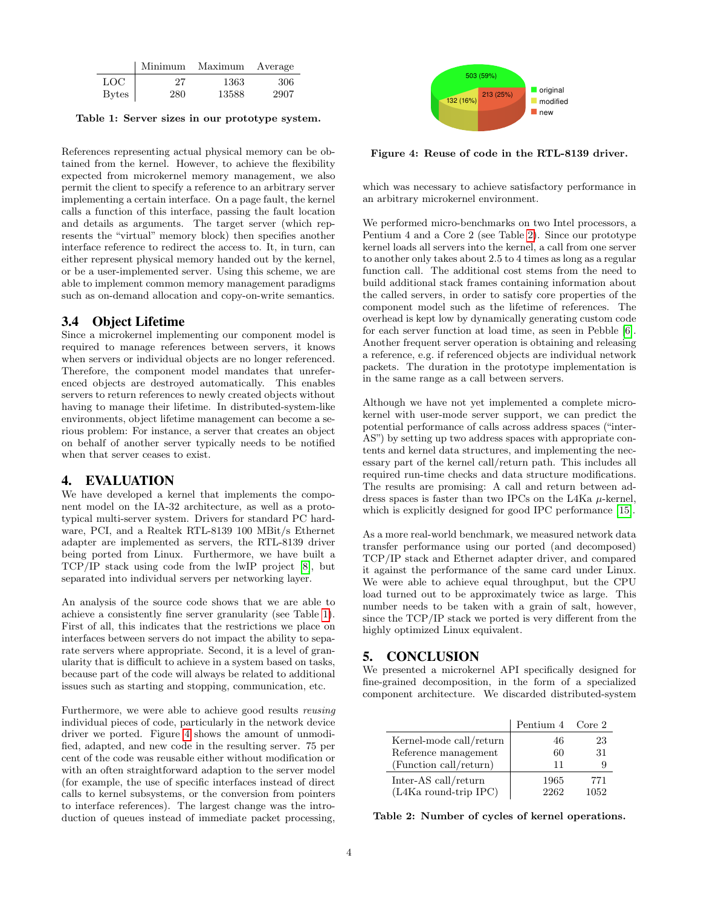|  | Minimum | Maximum | Average |
|---|---|---|---|
| LOC | 27 | 1363 | 306 |
| Bytes | 280 | 13588 | 2907 |

**Table 1: Server sizes in our prototype system.**

References representing actual physical memory can be obtained from the kernel. However, to achieve the flexibility expected from microkernel memory management, we also permit the client to specify a reference to an arbitrary server implementing a certain interface. On a page fault, the kernel calls a function of this interface, passing the fault location and details as arguments. The target server (which represents the "virtual" memory block) then specifies another interface reference to redirect the access to. It, in turn, can either represent physical memory handed out by the kernel, or be a user-implemented server. Using this scheme, we are able to implement common memory management paradigms such as on-demand allocation and copy-on-write semantics.

### 3.4 Object Lifetime

Since a microkernel implementing our component model is required to manage references between servers, it knows when servers or individual objects are no longer referenced. Therefore, the component model mandates that unreferenced objects are destroyed automatically. This enables servers to return references to newly created objects without having to manage their lifetime. In distributed-system-like environments, object lifetime management can become a serious problem: For instance, a server that creates an object on behalf of another server typically needs to be notified when that server ceases to exist.

## 4. EVALUATION

We have developed a kernel that implements the component model on the IA-32 architecture, as well as a prototypical multi-server system. Drivers for standard PC hardware, PCI, and a Realtek RTL-8139 100 MBit/s Ethernet adapter are implemented as servers, the RTL-8139 driver being ported from Linux. Furthermore, we have built a TCP/IP stack using code from the lwIP project [8], but separated into individual servers per networking layer.

An analysis of the source code shows that we are able to achieve a consistently fine server granularity (see Table 1). First of all, this indicates that the restrictions we place on interfaces between servers do not impact the ability to separate servers where appropriate. Second, it is a level of granularity that is difficult to achieve in a system based on tasks, because part of the code will always be related to additional issues such as starting and stopping, communication, etc.

Furthermore, we were able to achieve good results *reusing* individual pieces of code, particularly in the network device driver we ported. Figure 4 shows the amount of unmodified, adapted, and new code in the resulting server. 75 per cent of the code was reusable either without modification or with an often straightforward adaption to the server model (for example, the use of specific interfaces instead of direct calls to kernel subsystems, or the conversion from pointers to interface references). The largest change was the introduction of queues instead of immediate packet processing, which was necessary to achieve satisfactory performance in an arbitrary microkernel environment.

503 (59%) original; 132 (16%) modified; 213 (25%) new

**Figure 4: Reuse of code in the RTL-8139 driver.**

We performed micro-benchmarks on two Intel processors, a Pentium 4 and a Core 2 (see Table 2). Since our prototype kernel loads all servers into the kernel, a call from one server to another only takes about 2.5 to 4 times as long as a regular function call. The additional cost stems from the need to build additional stack frames containing information about the called servers, in order to satisfy core properties of the component model such as the lifetime of references. The overhead is kept low by dynamically generating custom code for each server function at load time, as seen in Pebble [6]. Another frequent server operation is obtaining and releasing a reference, e.g. if referenced objects are individual network packets. The duration in the prototype implementation is in the same range as a call between servers.

Although we have not yet implemented a complete microkernel with user-mode server support, we can predict the potential performance of calls across address spaces ("inter-AS") by setting up two address spaces with appropriate contents and kernel data structures, and implementing the necessary part of the kernel call/return path. This includes all required run-time checks and data structure modifications. The results are promising: A call and return between address spaces is faster than two IPCs on the L4Ka $\mu$-kernel, which is explicitly designed for good IPC performance [15].

As a more real-world benchmark, we measured network data transfer performance using our ported (and decomposed) TCP/IP stack and Ethernet adapter driver, and compared it against the performance of the same card under Linux. We were able to achieve equal throughput, but the CPU load turned out to be approximately twice as large. This number needs to be taken with a grain of salt, however, since the TCP/IP stack we ported is very different from the highly optimized Linux equivalent.

## 5. CONCLUSION

We presented a microkernel API specifically designed for fine-grained decomposition, in the form of a specialized component architecture. We discarded distributed-system

|  | Pentium 4 | Core 2 |
|---|---|---|
| Kernel-mode call/return | 46 | 23 |
| Reference management | 60 | 31 |
| (Function call/return) | 11 | 9 |
| Inter-AS call/return | 1965 | 771 |
| (L4Ka round-trip IPC) | 2262 | 1052 |

**Table 2: Number of cycles of kernel operations.**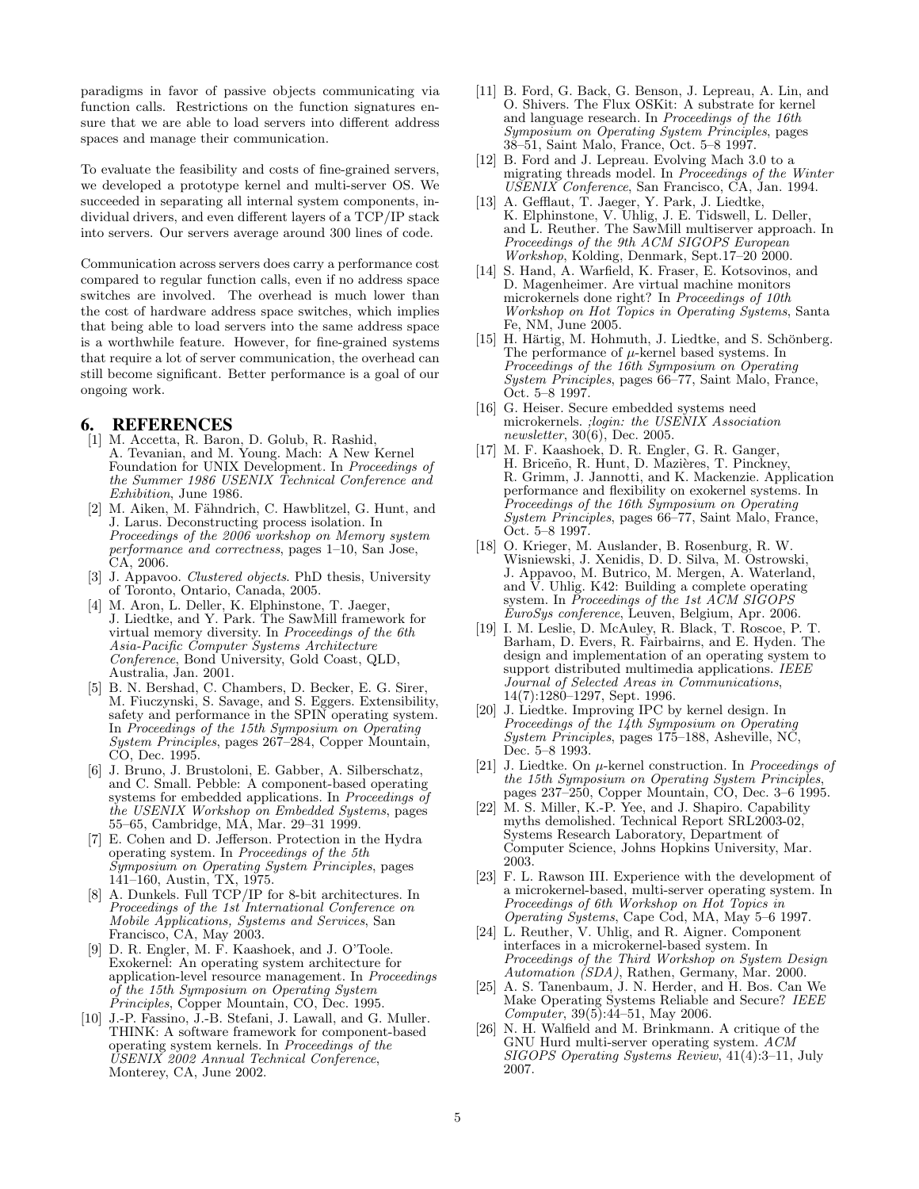paradigms in favor of passive objects communicating via function calls. Restrictions on the function signatures ensure that we are able to load servers into different address spaces and manage their communication.

To evaluate the feasibility and costs of fine-grained servers, we developed a prototype kernel and multi-server OS. We succeeded in separating all internal system components, individual drivers, and even different layers of a TCP/IP stack into servers. Our servers average around 300 lines of code.

Communication across servers does carry a performance cost compared to regular function calls, even if no address space switches are involved. The overhead is much lower than the cost of hardware address space switches, which implies that being able to load servers into the same address space is a worthwhile feature. However, for fine-grained systems that require a lot of server communication, the overhead can still become significant. Better performance is a goal of our ongoing work.

## 6. REFERENCES

[1] M. Accetta, R. Baron, D. Golub, R. Rashid, A. Tevanian, and M. Young. Mach: A New Kernel Foundation for UNIX Development. In *Proceedings of the Summer 1986 USENIX Technical Conference and Exhibition*, June 1986.

[2] M. Aiken, M. Fähndrich, C. Hawblitzel, G. Hunt, and J. Larus. Deconstructing process isolation. In *Proceedings of the 2006 workshop on Memory system performance and correctness*, pages 1–10, San Jose, CA, 2006.

[3] J. Appavoo. *Clustered objects*. PhD thesis, University of Toronto, Ontario, Canada, 2005.

[4] M. Aron, L. Deller, K. Elphinstone, T. Jaeger, J. Liedtke, and Y. Park. The SawMill framework for virtual memory diversity. In *Proceedings of the 6th Asia-Pacific Computer Systems Architecture Conference*, Bond University, Gold Coast, QLD, Australia, Jan. 2001.

[5] B. N. Bershad, C. Chambers, D. Becker, E. G. Sirer, M. Fiuczynski, S. Savage, and S. Eggers. Extensibility, safety and performance in the SPIN operating system. In *Proceedings of the 15th Symposium on Operating System Principles*, pages 267–284, Copper Mountain, CO, Dec. 1995.

[6] J. Bruno, J. Brustoloni, E. Gabber, A. Silberschatz, and C. Small. Pebble: A component-based operating systems for embedded applications. In *Proceedings of the USENIX Workshop on Embedded Systems*, pages 55–65, Cambridge, MA, Mar. 29–31 1999.

[7] E. Cohen and D. Jefferson. Protection in the Hydra operating system. In *Proceedings of the 5th Symposium on Operating System Principles*, pages 141–160, Austin, TX, 1975.

[8] A. Dunkels. Full TCP/IP for 8-bit architectures. In *Proceedings of the 1st International Conference on Mobile Applications, Systems and Services*, San Francisco, CA, May 2003.

[9] D. R. Engler, M. F. Kaashoek, and J. O'Toole. Exokernel: An operating system architecture for application-level resource management. In *Proceedings of the 15th Symposium on Operating System Principles*, Copper Mountain, CO, Dec. 1995.

[10] J.-P. Fassino, J.-B. Stefani, J. Lawall, and G. Muller. THINK: A software framework for component-based operating system kernels. In *Proceedings of the USENIX 2002 Annual Technical Conference*, Monterey, CA, June 2002.

[11] B. Ford, G. Back, G. Benson, J. Lepreau, A. Lin, and O. Shivers. The Flux OSKit: A substrate for kernel and language research. In *Proceedings of the 16th Symposium on Operating System Principles*, pages 38–51, Saint Malo, France, Oct. 5–8 1997.

[12] B. Ford and J. Lepreau. Evolving Mach 3.0 to a migrating threads model. In *Proceedings of the Winter USENIX Conference*, San Francisco, CA, Jan. 1994.

[13] A. Gefflaut, T. Jaeger, Y. Park, J. Liedtke, K. Elphinstone, V. Uhlig, J. E. Tidswell, L. Deller, and L. Reuther. The SawMill multiserver approach. In *Proceedings of the 9th ACM SIGOPS European Workshop*, Kolding, Denmark, Sept.17–20 2000.

[14] S. Hand, A. Warfield, K. Fraser, E. Kotsovinos, and D. Magenheimer. Are virtual machine monitors microkernels done right? In *Proceedings of 10th Workshop on Hot Topics in Operating Systems*, Santa Fe, NM, June 2005.

[15] H. Härtig, M. Hohmuth, J. Liedtke, and S. Schönberg. The performance of $\mu$-kernel based systems. In *Proceedings of the 16th Symposium on Operating System Principles*, pages 66–77, Saint Malo, France, Oct. 5–8 1997.

[16] G. Heiser. Secure embedded systems need microkernels. *;login: the USENIX Association newsletter*, 30(6), Dec. 2005.

[17] M. F. Kaashoek, D. R. Engler, G. R. Ganger, H. Briceño, R. Hunt, D. Mazières, T. Pinckney, R. Grimm, J. Jannotti, and K. Mackenzie. Application performance and flexibility on exokernel systems. In *Proceedings of the 16th Symposium on Operating System Principles*, pages 66–77, Saint Malo, France, Oct. 5–8 1997.

[18] O. Krieger, M. Auslander, B. Rosenburg, R. W. Wisniewski, J. Xenidis, D. D. Silva, M. Ostrowski, J. Appavoo, M. Butrico, M. Mergen, A. Waterland, and V. Uhlig. K42: Building a complete operating system. In *Proceedings of the 1st ACM SIGOPS EuroSys conference*, Leuven, Belgium, Apr. 2006.

[19] I. M. Leslie, D. McAuley, R. Black, T. Roscoe, P. T. Barham, D. Evers, R. Fairbairns, and E. Hyden. The design and implementation of an operating system to support distributed multimedia applications. *IEEE Journal of Selected Areas in Communications*, 14(7):1280–1297, Sept. 1996.

[20] J. Liedtke. Improving IPC by kernel design. In *Proceedings of the 14th Symposium on Operating System Principles*, pages 175–188, Asheville, NC, Dec. 5–8 1993.

[21] J. Liedtke. On $\mu$-kernel construction. In *Proceedings of the 15th Symposium on Operating System Principles*, pages 237–250, Copper Mountain, CO, Dec. 3–6 1995.

[22] M. S. Miller, K.-P. Yee, and J. Shapiro. Capability myths demolished. Technical Report SRL2003-02, Systems Research Laboratory, Department of Computer Science, Johns Hopkins University, Mar. 2003.

[23] F. L. Rawson III. Experience with the development of a microkernel-based, multi-server operating system. In *Proceedings of 6th Workshop on Hot Topics in Operating Systems*, Cape Cod, MA, May 5–6 1997.

[24] L. Reuther, V. Uhlig, and R. Aigner. Component interfaces in a microkernel-based system. In *Proceedings of the Third Workshop on System Design Automation (SDA)*, Rathen, Germany, Mar. 2000.

[25] A. S. Tanenbaum, J. N. Herder, and H. Bos. Can We Make Operating Systems Reliable and Secure? *IEEE Computer*, 39(5):44–51, May 2006.

[26] N. H. Walfield and M. Brinkmann. A critique of the GNU Hurd multi-server operating system. *ACM SIGOPS Operating Systems Review*, 41(4):3–11, July 2007.